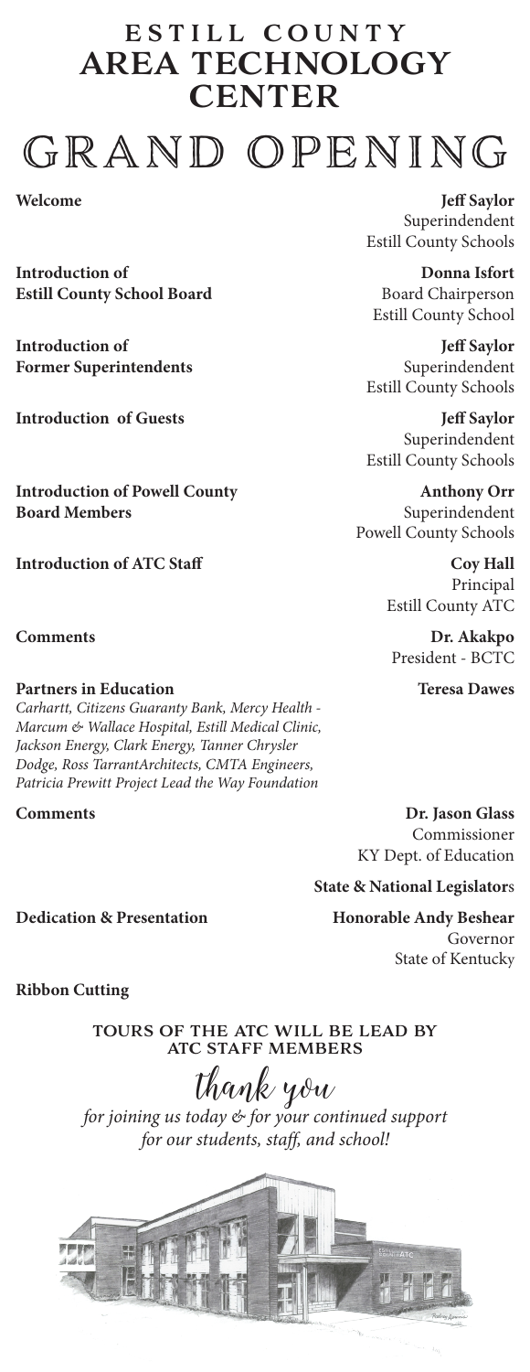# ESTILL COUNTY AREA TECHNOLOGY CENTER

# GRAND OPENING

**Welcome** — **Jeff Saylor**, Superindendent, Estill County Schools

**Introduction of Estill County School Board** — **Donna Isfort**, Board Chairperson, Estill County School

**Introduction of Former Superintendents** — **Jeff Saylor**, Superindendent, Estill County Schools

**Introduction of Guests** — **Jeff Saylor**, Superindendent, Estill County Schools

**Introduction of Powell County Board Members** — **Anthony Orr**, Superindendent, Powell County Schools

**Introduction of ATC Staff** — **Coy Hall**, Principal, Estill County ATC

**Comments** — **Dr. Akakpo**, President - BCTC

**Partners in Education** — **Teresa Dawes**

*Carhartt, Citizens Guaranty Bank, Mercy Health - Marcum & Wallace Hospital, Estill Medical Clinic, Jackson Energy, Clark Energy, Tanner Chrysler Dodge, Ross TarrantArchitects, CMTA Engineers, Patricia Prewitt Project Lead the Way Foundation*

**Comments** — **Dr. Jason Glass**, Commissioner, KY Dept. of Education

**State & National Legislators**

**Dedication & Presentation** — **Honorable Andy Beshear**, Governor, State of Kentucky

**Ribbon Cutting**

TOURS OF THE ATC WILL BE LEAD BY ATC STAFF MEMBERS

thank you

*for joining us today & for your continued support for our students, staff, and school!*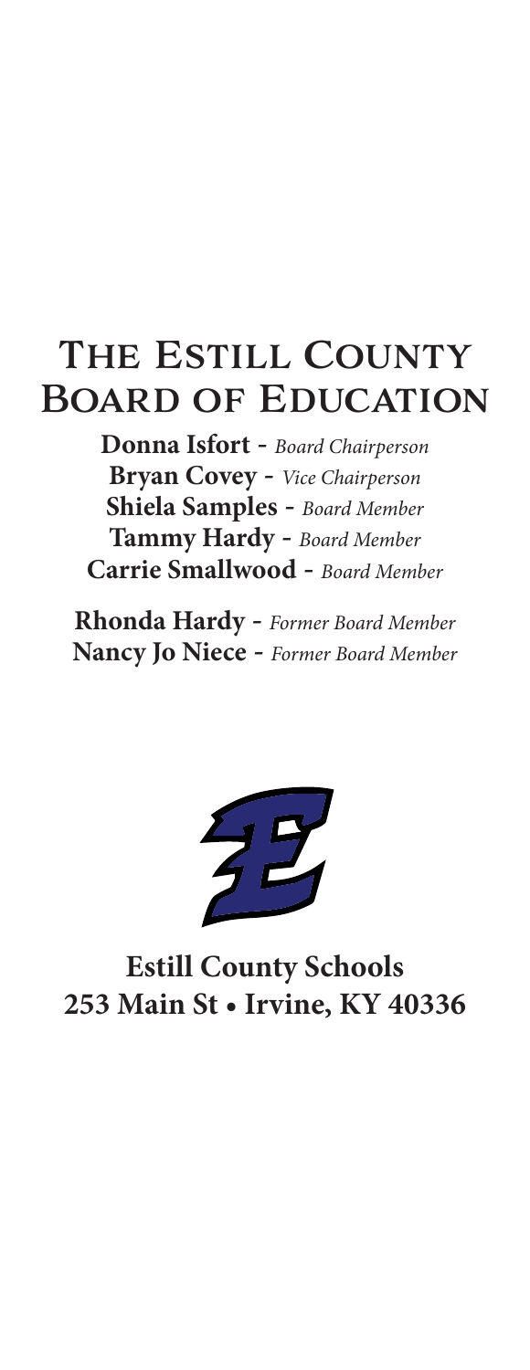# The Estill County Board of Education

**Donna Isfort -** *Board Chairperson*
**Bryan Covey -** *Vice Chairperson*
**Shiela Samples -** *Board Member*
**Tammy Hardy -** *Board Member*
**Carrie Smallwood -** *Board Member*

**Rhonda Hardy -** *Former Board Member*
**Nancy Jo Niece -** *Former Board Member*

**Estill County Schools**
**253 Main St • Irvine, KY 40336**